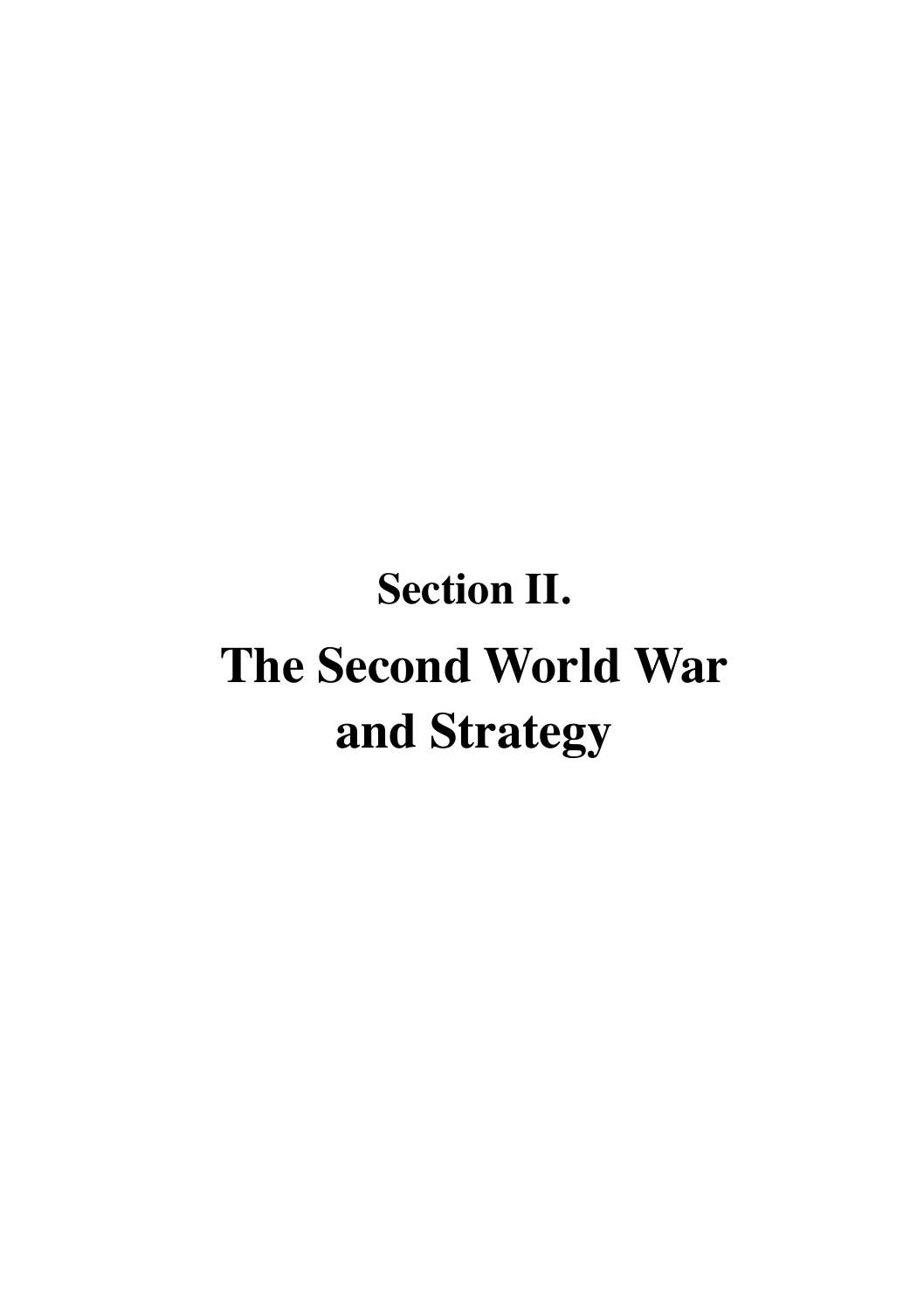# Section II.

# The Second World War and Strategy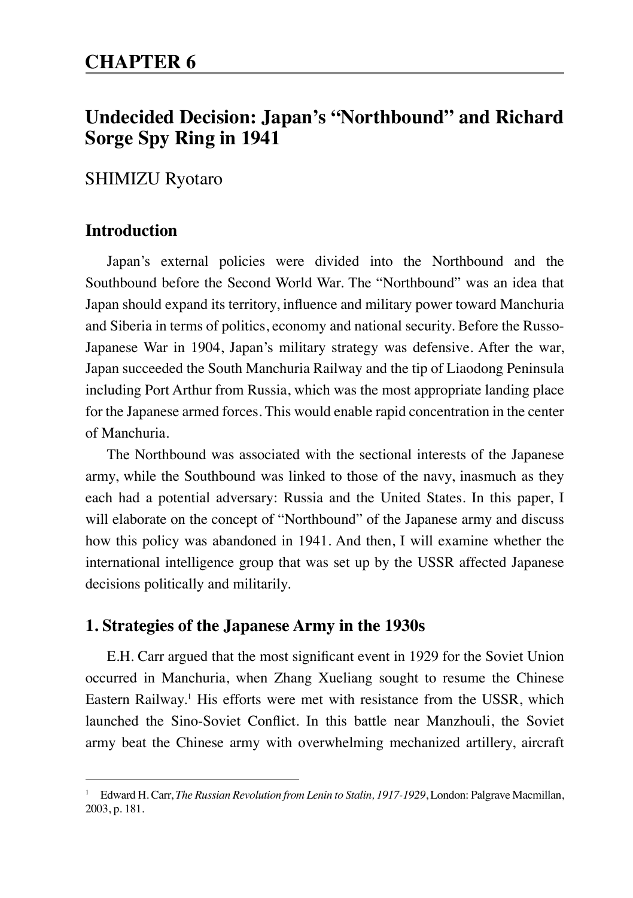# CHAPTER 6

## Undecided Decision: Japan's "Northbound" and Richard Sorge Spy Ring in 1941

SHIMIZU Ryotaro

### Introduction

Japan's external policies were divided into the Northbound and the Southbound before the Second World War. The "Northbound" was an idea that Japan should expand its territory, influence and military power toward Manchuria and Siberia in terms of politics, economy and national security. Before the Russo-Japanese War in 1904, Japan's military strategy was defensive. After the war, Japan succeeded the South Manchuria Railway and the tip of Liaodong Peninsula including Port Arthur from Russia, which was the most appropriate landing place for the Japanese armed forces. This would enable rapid concentration in the center of Manchuria.

The Northbound was associated with the sectional interests of the Japanese army, while the Southbound was linked to those of the navy, inasmuch as they each had a potential adversary: Russia and the United States. In this paper, I will elaborate on the concept of "Northbound" of the Japanese army and discuss how this policy was abandoned in 1941. And then, I will examine whether the international intelligence group that was set up by the USSR affected Japanese decisions politically and militarily.

### 1. Strategies of the Japanese Army in the 1930s

E.H. Carr argued that the most significant event in 1929 for the Soviet Union occurred in Manchuria, when Zhang Xueliang sought to resume the Chinese Eastern Railway.[1] His efforts were met with resistance from the USSR, which launched the Sino-Soviet Conflict. In this battle near Manzhouli, the Soviet army beat the Chinese army with overwhelming mechanized artillery, aircraft

---

[1] Edward H. Carr, *The Russian Revolution from Lenin to Stalin, 1917-1929*, London: Palgrave Macmillan, 2003, p. 181.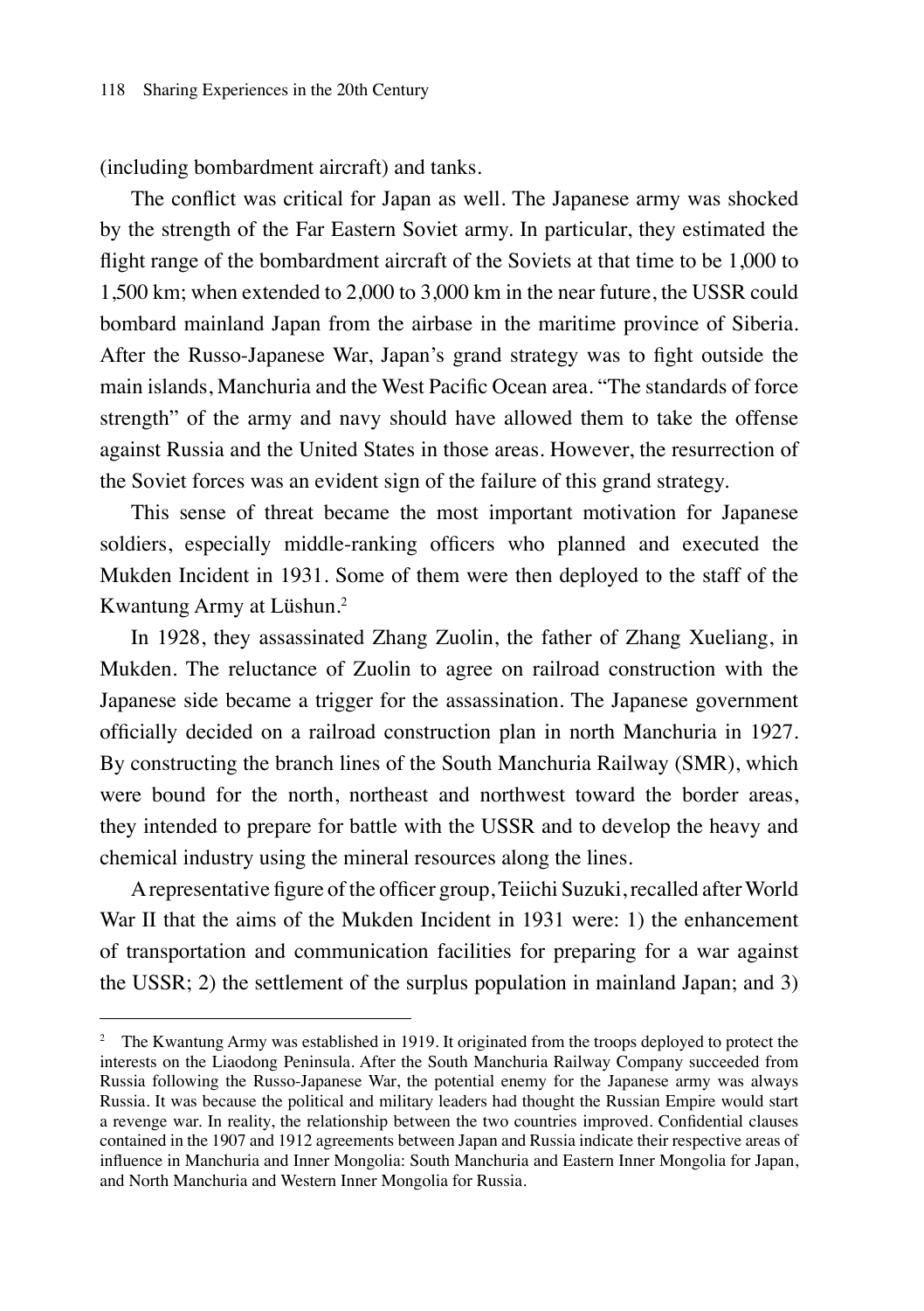(including bombardment aircraft) and tanks.

The conflict was critical for Japan as well. The Japanese army was shocked by the strength of the Far Eastern Soviet army. In particular, they estimated the flight range of the bombardment aircraft of the Soviets at that time to be 1,000 to 1,500 km; when extended to 2,000 to 3,000 km in the near future, the USSR could bombard mainland Japan from the airbase in the maritime province of Siberia. After the Russo-Japanese War, Japan's grand strategy was to fight outside the main islands, Manchuria and the West Pacific Ocean area. "The standards of force strength" of the army and navy should have allowed them to take the offense against Russia and the United States in those areas. However, the resurrection of the Soviet forces was an evident sign of the failure of this grand strategy.

This sense of threat became the most important motivation for Japanese soldiers, especially middle-ranking officers who planned and executed the Mukden Incident in 1931. Some of them were then deployed to the staff of the Kwantung Army at Lüshun.[2]

In 1928, they assassinated Zhang Zuolin, the father of Zhang Xueliang, in Mukden. The reluctance of Zuolin to agree on railroad construction with the Japanese side became a trigger for the assassination. The Japanese government officially decided on a railroad construction plan in north Manchuria in 1927. By constructing the branch lines of the South Manchuria Railway (SMR), which were bound for the north, northeast and northwest toward the border areas, they intended to prepare for battle with the USSR and to develop the heavy and chemical industry using the mineral resources along the lines.

A representative figure of the officer group, Teiichi Suzuki, recalled after World War II that the aims of the Mukden Incident in 1931 were: 1) the enhancement of transportation and communication facilities for preparing for a war against the USSR; 2) the settlement of the surplus population in mainland Japan; and 3)

---

[2] The Kwantung Army was established in 1919. It originated from the troops deployed to protect the interests on the Liaodong Peninsula. After the South Manchuria Railway Company succeeded from Russia following the Russo-Japanese War, the potential enemy for the Japanese army was always Russia. It was because the political and military leaders had thought the Russian Empire would start a revenge war. In reality, the relationship between the two countries improved. Confidential clauses contained in the 1907 and 1912 agreements between Japan and Russia indicate their respective areas of influence in Manchuria and Inner Mongolia: South Manchuria and Eastern Inner Mongolia for Japan, and North Manchuria and Western Inner Mongolia for Russia.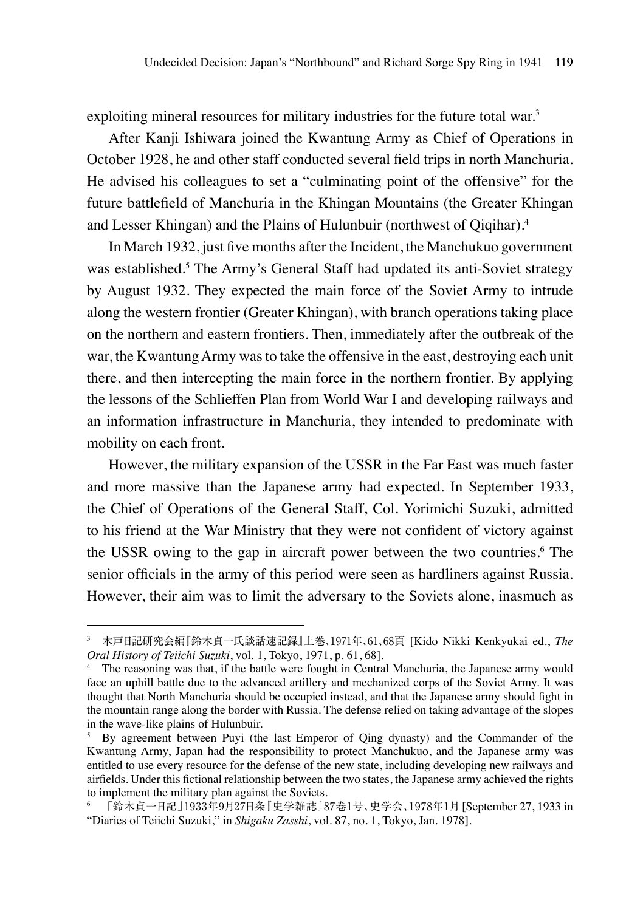exploiting mineral resources for military industries for the future total war.[3]

After Kanji Ishiwara joined the Kwantung Army as Chief of Operations in October 1928, he and other staff conducted several field trips in north Manchuria. He advised his colleagues to set a "culminating point of the offensive" for the future battlefield of Manchuria in the Khingan Mountains (the Greater Khingan and Lesser Khingan) and the Plains of Hulunbuir (northwest of Qiqihar).[4]

In March 1932, just five months after the Incident, the Manchukuo government was established.[5] The Army's General Staff had updated its anti-Soviet strategy by August 1932. They expected the main force of the Soviet Army to intrude along the western frontier (Greater Khingan), with branch operations taking place on the northern and eastern frontiers. Then, immediately after the outbreak of the war, the Kwantung Army was to take the offensive in the east, destroying each unit there, and then intercepting the main force in the northern frontier. By applying the lessons of the Schlieffen Plan from World War I and developing railways and an information infrastructure in Manchuria, they intended to predominate with mobility on each front.

However, the military expansion of the USSR in the Far East was much faster and more massive than the Japanese army had expected. In September 1933, the Chief of Operations of the General Staff, Col. Yorimichi Suzuki, admitted to his friend at the War Ministry that they were not confident of victory against the USSR owing to the gap in aircraft power between the two countries.[6] The senior officials in the army of this period were seen as hardliners against Russia. However, their aim was to limit the adversary to the Soviets alone, inasmuch as

---

[3] 木戸日記研究会編『鈴木貞一氏談話速記録』上巻、1971年、61、68頁 [Kido Nikki Kenkyukai ed., *The Oral History of Teiichi Suzuki*, vol. 1, Tokyo, 1971, p. 61, 68].

[4] The reasoning was that, if the battle were fought in Central Manchuria, the Japanese army would face an uphill battle due to the advanced artillery and mechanized corps of the Soviet Army. It was thought that North Manchuria should be occupied instead, and that the Japanese army should fight in the mountain range along the border with Russia. The defense relied on taking advantage of the slopes in the wave-like plains of Hulunbuir.

[5] By agreement between Puyi (the last Emperor of Qing dynasty) and the Commander of the Kwantung Army, Japan had the responsibility to protect Manchukuo, and the Japanese army was entitled to use every resource for the defense of the new state, including developing new railways and airfields. Under this fictional relationship between the two states, the Japanese army achieved the rights to implement the military plan against the Soviets.

[6] 「鈴木貞一日記」1933年9月27日条『史学雑誌』87巻1号、史学会、1978年1月 [September 27, 1933 in "Diaries of Teiichi Suzuki," in *Shigaku Zasshi*, vol. 87, no. 1, Tokyo, Jan. 1978].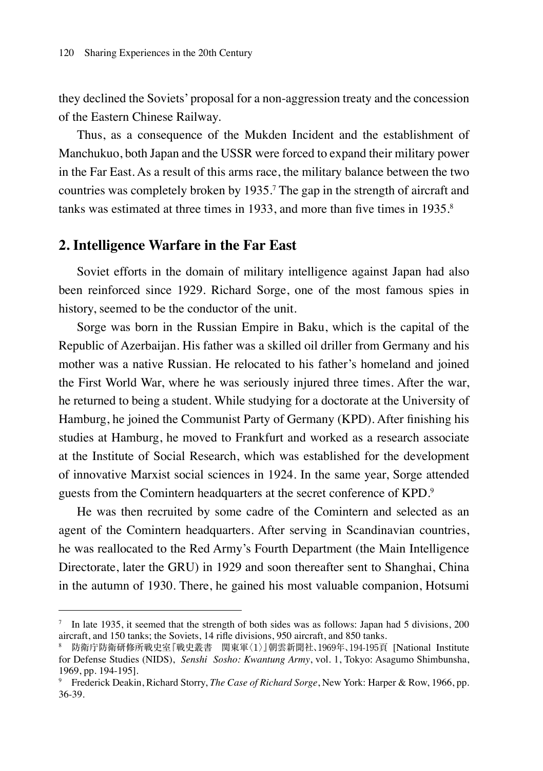they declined the Soviets' proposal for a non-aggression treaty and the concession of the Eastern Chinese Railway.

Thus, as a consequence of the Mukden Incident and the establishment of Manchukuo, both Japan and the USSR were forced to expand their military power in the Far East. As a result of this arms race, the military balance between the two countries was completely broken by 1935.[7] The gap in the strength of aircraft and tanks was estimated at three times in 1933, and more than five times in 1935.[8]

## 2. Intelligence Warfare in the Far East

Soviet efforts in the domain of military intelligence against Japan had also been reinforced since 1929. Richard Sorge, one of the most famous spies in history, seemed to be the conductor of the unit.

Sorge was born in the Russian Empire in Baku, which is the capital of the Republic of Azerbaijan. His father was a skilled oil driller from Germany and his mother was a native Russian. He relocated to his father's homeland and joined the First World War, where he was seriously injured three times. After the war, he returned to being a student. While studying for a doctorate at the University of Hamburg, he joined the Communist Party of Germany (KPD). After finishing his studies at Hamburg, he moved to Frankfurt and worked as a research associate at the Institute of Social Research, which was established for the development of innovative Marxist social sciences in 1924. In the same year, Sorge attended guests from the Comintern headquarters at the secret conference of KPD.[9]

He was then recruited by some cadre of the Comintern and selected as an agent of the Comintern headquarters. After serving in Scandinavian countries, he was reallocated to the Red Army's Fourth Department (the Main Intelligence Directorate, later the GRU) in 1929 and soon thereafter sent to Shanghai, China in the autumn of 1930. There, he gained his most valuable companion, Hotsumi

---

[7] In late 1935, it seemed that the strength of both sides was as follows: Japan had 5 divisions, 200 aircraft, and 150 tanks; the Soviets, 14 rifle divisions, 950 aircraft, and 850 tanks.

[8] 防衛庁防衛研修所戦史室『戦史叢書　関東軍〈1〉』朝雲新聞社、1969年、194-195頁 [National Institute for Defense Studies (NIDS), *Senshi Sosho: Kwantung Army*, vol. 1, Tokyo: Asagumo Shimbunsha, 1969, pp. 194-195].

[9] Frederick Deakin, Richard Storry, *The Case of Richard Sorge*, New York: Harper & Row, 1966, pp. 36-39.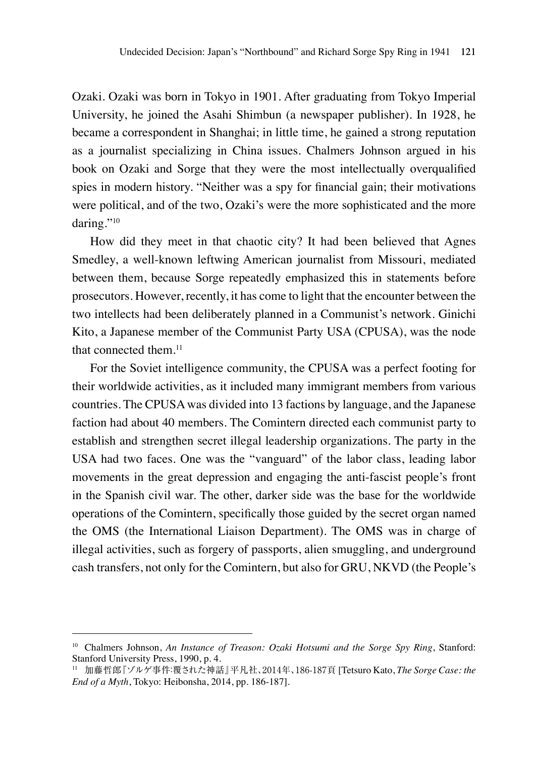Ozaki. Ozaki was born in Tokyo in 1901. After graduating from Tokyo Imperial University, he joined the Asahi Shimbun (a newspaper publisher). In 1928, he became a correspondent in Shanghai; in little time, he gained a strong reputation as a journalist specializing in China issues. Chalmers Johnson argued in his book on Ozaki and Sorge that they were the most intellectually overqualified spies in modern history. "Neither was a spy for financial gain; their motivations were political, and of the two, Ozaki's were the more sophisticated and the more daring."[10]

How did they meet in that chaotic city? It had been believed that Agnes Smedley, a well-known leftwing American journalist from Missouri, mediated between them, because Sorge repeatedly emphasized this in statements before prosecutors. However, recently, it has come to light that the encounter between the two intellects had been deliberately planned in a Communist's network. Ginichi Kito, a Japanese member of the Communist Party USA (CPUSA), was the node that connected them.[11]

For the Soviet intelligence community, the CPUSA was a perfect footing for their worldwide activities, as it included many immigrant members from various countries. The CPUSA was divided into 13 factions by language, and the Japanese faction had about 40 members. The Comintern directed each communist party to establish and strengthen secret illegal leadership organizations. The party in the USA had two faces. One was the "vanguard" of the labor class, leading labor movements in the great depression and engaging the anti-fascist people's front in the Spanish civil war. The other, darker side was the base for the worldwide operations of the Comintern, specifically those guided by the secret organ named the OMS (the International Liaison Department). The OMS was in charge of illegal activities, such as forgery of passports, alien smuggling, and underground cash transfers, not only for the Comintern, but also for GRU, NKVD (the People's

---

[10] Chalmers Johnson, *An Instance of Treason: Ozaki Hotsumi and the Sorge Spy Ring*, Stanford: Stanford University Press, 1990, p. 4.

[11] 加藤哲郎『ゾルゲ事件:覆された神話』平凡社、2014年、186-187頁 [Tetsuro Kato, *The Sorge Case: the End of a Myth*, Tokyo: Heibonsha, 2014, pp. 186-187].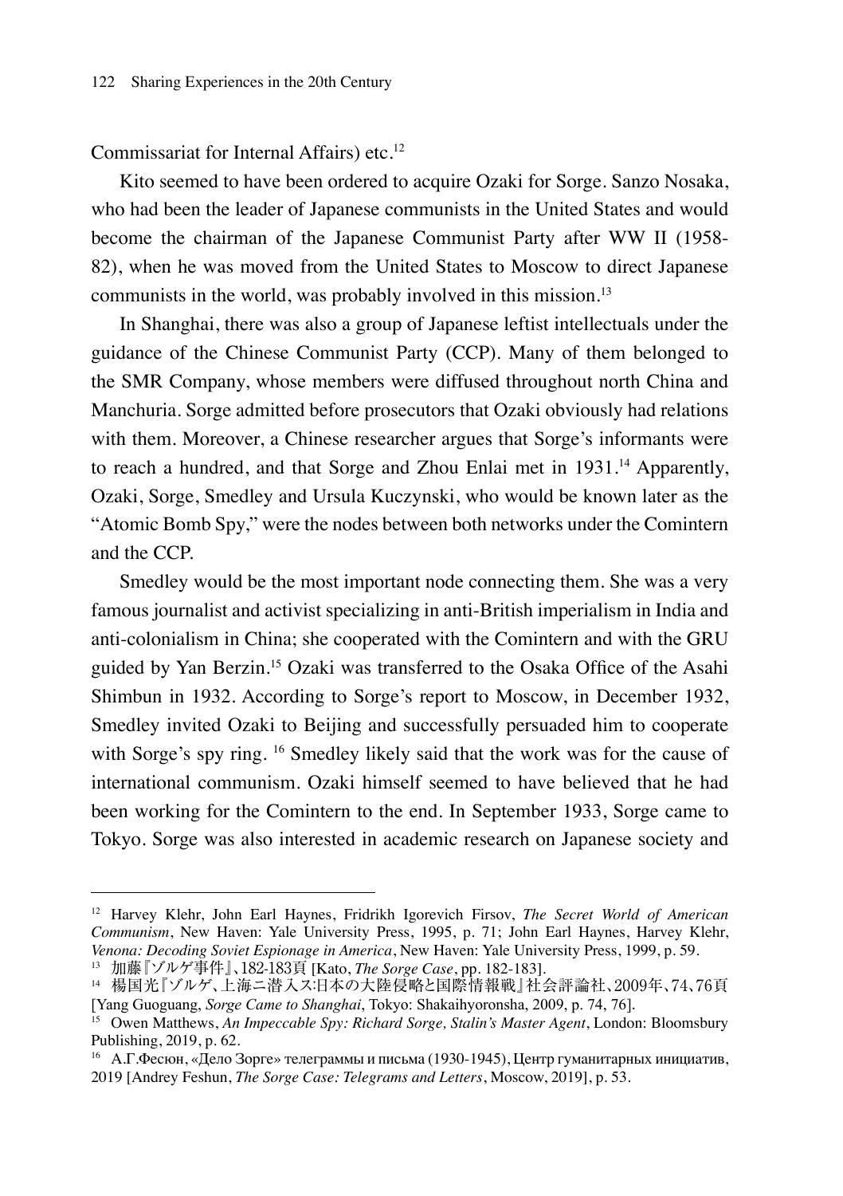Commissariat for Internal Affairs) etc.[12]

Kito seemed to have been ordered to acquire Ozaki for Sorge. Sanzo Nosaka, who had been the leader of Japanese communists in the United States and would become the chairman of the Japanese Communist Party after WW II (1958-82), when he was moved from the United States to Moscow to direct Japanese communists in the world, was probably involved in this mission.[13]

In Shanghai, there was also a group of Japanese leftist intellectuals under the guidance of the Chinese Communist Party (CCP). Many of them belonged to the SMR Company, whose members were diffused throughout north China and Manchuria. Sorge admitted before prosecutors that Ozaki obviously had relations with them. Moreover, a Chinese researcher argues that Sorge's informants were to reach a hundred, and that Sorge and Zhou Enlai met in 1931.[14] Apparently, Ozaki, Sorge, Smedley and Ursula Kuczynski, who would be known later as the "Atomic Bomb Spy," were the nodes between both networks under the Comintern and the CCP.

Smedley would be the most important node connecting them. She was a very famous journalist and activist specializing in anti-British imperialism in India and anti-colonialism in China; she cooperated with the Comintern and with the GRU guided by Yan Berzin.[15] Ozaki was transferred to the Osaka Office of the Asahi Shimbun in 1932. According to Sorge's report to Moscow, in December 1932, Smedley invited Ozaki to Beijing and successfully persuaded him to cooperate with Sorge's spy ring. [16] Smedley likely said that the work was for the cause of international communism. Ozaki himself seemed to have believed that he had been working for the Comintern to the end. In September 1933, Sorge came to Tokyo. Sorge was also interested in academic research on Japanese society and

---

[12] Harvey Klehr, John Earl Haynes, Fridrikh Igorevich Firsov, *The Secret World of American Communism*, New Haven: Yale University Press, 1995, p. 71; John Earl Haynes, Harvey Klehr, *Venona: Decoding Soviet Espionage in America*, New Haven: Yale University Press, 1999, p. 59.

[13] 加藤『ゾルゲ事件』、182-183頁 [Kato, *The Sorge Case*, pp. 182-183].

[14] 楊国光『ゾルゲ、上海ニ潜入ス:日本の大陸侵略と国際情報戦』社会評論社、2009年、74、76頁 [Yang Guoguang, *Sorge Came to Shanghai*, Tokyo: Shakaihyoronsha, 2009, p. 74, 76].

[15] Owen Matthews, *An Impeccable Spy: Richard Sorge, Stalin's Master Agent*, London: Bloomsbury Publishing, 2019, p. 62.

[16] А.Г.Фесюн, «Дело Зорге» телеграммы и письма (1930-1945), Центр гуманитарных инициатив, 2019 [Andrey Feshun, *The Sorge Case: Telegrams and Letters*, Moscow, 2019], p. 53.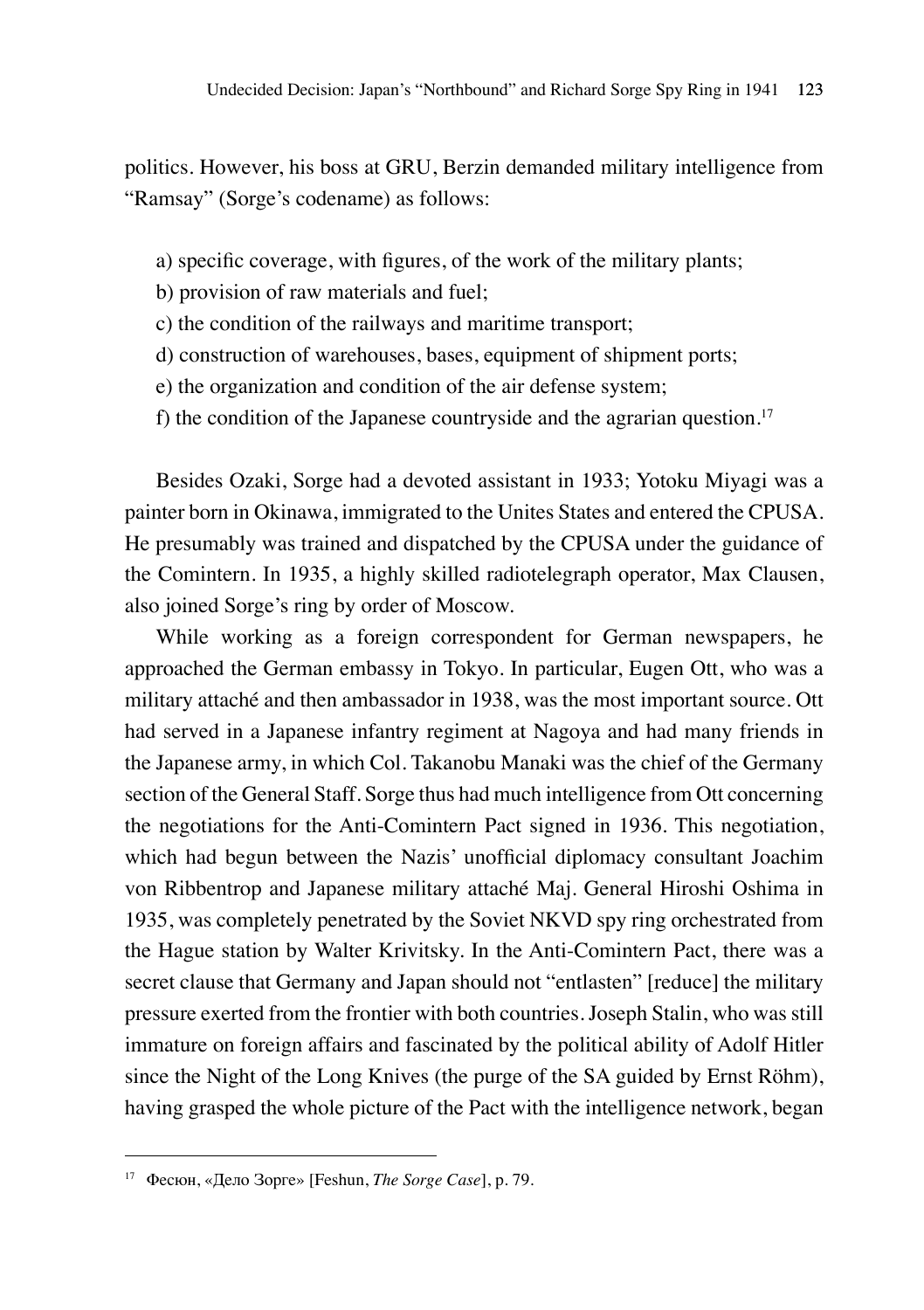politics. However, his boss at GRU, Berzin demanded military intelligence from "Ramsay" (Sorge's codename) as follows:

a) specific coverage, with figures, of the work of the military plants;
b) provision of raw materials and fuel;
c) the condition of the railways and maritime transport;
d) construction of warehouses, bases, equipment of shipment ports;
e) the organization and condition of the air defense system;
f) the condition of the Japanese countryside and the agrarian question.[17]

Besides Ozaki, Sorge had a devoted assistant in 1933; Yotoku Miyagi was a painter born in Okinawa, immigrated to the Unites States and entered the CPUSA. He presumably was trained and dispatched by the CPUSA under the guidance of the Comintern. In 1935, a highly skilled radiotelegraph operator, Max Clausen, also joined Sorge's ring by order of Moscow.

While working as a foreign correspondent for German newspapers, he approached the German embassy in Tokyo. In particular, Eugen Ott, who was a military attaché and then ambassador in 1938, was the most important source. Ott had served in a Japanese infantry regiment at Nagoya and had many friends in the Japanese army, in which Col. Takanobu Manaki was the chief of the Germany section of the General Staff. Sorge thus had much intelligence from Ott concerning the negotiations for the Anti-Comintern Pact signed in 1936. This negotiation, which had begun between the Nazis' unofficial diplomacy consultant Joachim von Ribbentrop and Japanese military attaché Maj. General Hiroshi Oshima in 1935, was completely penetrated by the Soviet NKVD spy ring orchestrated from the Hague station by Walter Krivitsky. In the Anti-Comintern Pact, there was a secret clause that Germany and Japan should not "entlasten" [reduce] the military pressure exerted from the frontier with both countries. Joseph Stalin, who was still immature on foreign affairs and fascinated by the political ability of Adolf Hitler since the Night of the Long Knives (the purge of the SA guided by Ernst Röhm), having grasped the whole picture of the Pact with the intelligence network, began

---

[17] Фесюн, «Дело Зорге» [Feshun, *The Sorge Case*], p. 79.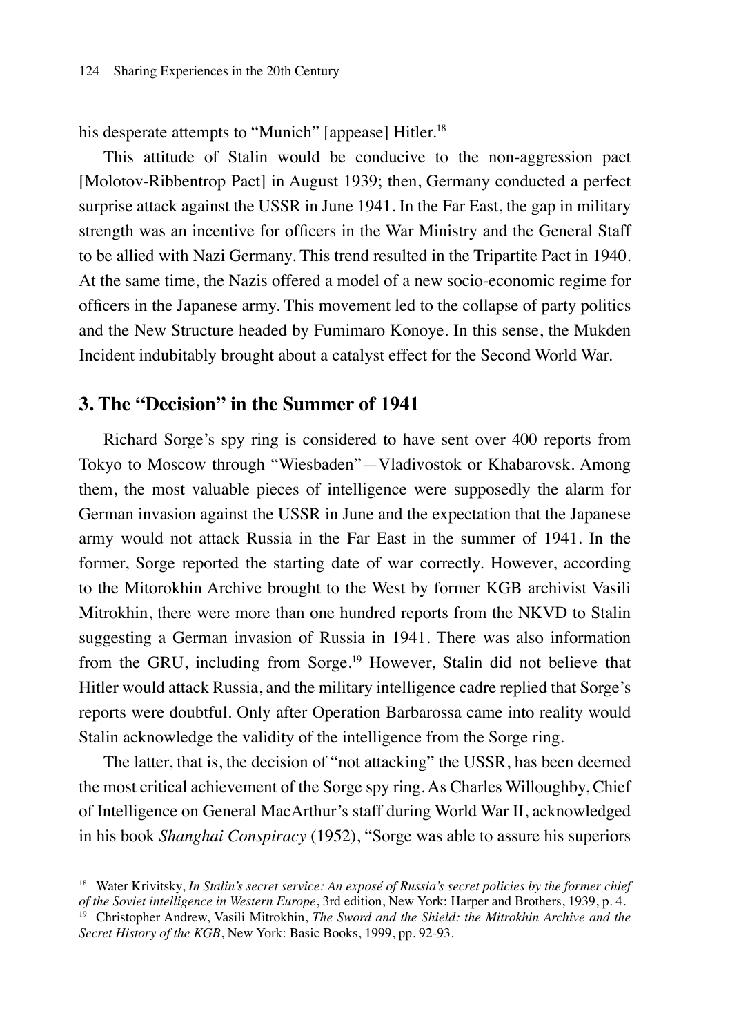his desperate attempts to "Munich" [appease] Hitler.[18]

This attitude of Stalin would be conducive to the non-aggression pact [Molotov-Ribbentrop Pact] in August 1939; then, Germany conducted a perfect surprise attack against the USSR in June 1941. In the Far East, the gap in military strength was an incentive for officers in the War Ministry and the General Staff to be allied with Nazi Germany. This trend resulted in the Tripartite Pact in 1940. At the same time, the Nazis offered a model of a new socio-economic regime for officers in the Japanese army. This movement led to the collapse of party politics and the New Structure headed by Fumimaro Konoye. In this sense, the Mukden Incident indubitably brought about a catalyst effect for the Second World War.

## 3. The "Decision" in the Summer of 1941

Richard Sorge's spy ring is considered to have sent over 400 reports from Tokyo to Moscow through "Wiesbaden"—Vladivostok or Khabarovsk. Among them, the most valuable pieces of intelligence were supposedly the alarm for German invasion against the USSR in June and the expectation that the Japanese army would not attack Russia in the Far East in the summer of 1941. In the former, Sorge reported the starting date of war correctly. However, according to the Mitorokhin Archive brought to the West by former KGB archivist Vasili Mitrokhin, there were more than one hundred reports from the NKVD to Stalin suggesting a German invasion of Russia in 1941. There was also information from the GRU, including from Sorge.[19] However, Stalin did not believe that Hitler would attack Russia, and the military intelligence cadre replied that Sorge's reports were doubtful. Only after Operation Barbarossa came into reality would Stalin acknowledge the validity of the intelligence from the Sorge ring.

The latter, that is, the decision of "not attacking" the USSR, has been deemed the most critical achievement of the Sorge spy ring. As Charles Willoughby, Chief of Intelligence on General MacArthur's staff during World War II, acknowledged in his book *Shanghai Conspiracy* (1952), "Sorge was able to assure his superiors

---

[18] Water Krivitsky, *In Stalin's secret service: An exposé of Russia's secret policies by the former chief of the Soviet intelligence in Western Europe*, 3rd edition, New York: Harper and Brothers, 1939, p. 4.

[19] Christopher Andrew, Vasili Mitrokhin, *The Sword and the Shield: the Mitrokhin Archive and the Secret History of the KGB*, New York: Basic Books, 1999, pp. 92-93.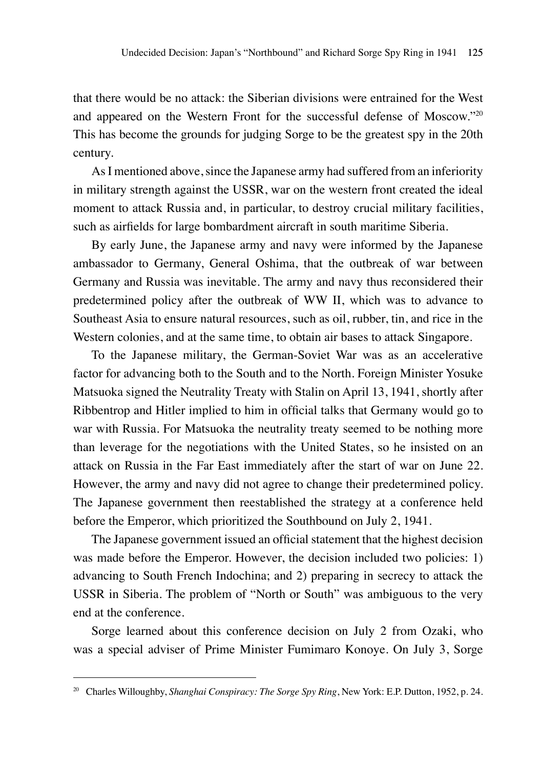that there would be no attack: the Siberian divisions were entrained for the West and appeared on the Western Front for the successful defense of Moscow."[20] This has become the grounds for judging Sorge to be the greatest spy in the 20th century.

As I mentioned above, since the Japanese army had suffered from an inferiority in military strength against the USSR, war on the western front created the ideal moment to attack Russia and, in particular, to destroy crucial military facilities, such as airfields for large bombardment aircraft in south maritime Siberia.

By early June, the Japanese army and navy were informed by the Japanese ambassador to Germany, General Oshima, that the outbreak of war between Germany and Russia was inevitable. The army and navy thus reconsidered their predetermined policy after the outbreak of WW II, which was to advance to Southeast Asia to ensure natural resources, such as oil, rubber, tin, and rice in the Western colonies, and at the same time, to obtain air bases to attack Singapore.

To the Japanese military, the German-Soviet War was as an accelerative factor for advancing both to the South and to the North. Foreign Minister Yosuke Matsuoka signed the Neutrality Treaty with Stalin on April 13, 1941, shortly after Ribbentrop and Hitler implied to him in official talks that Germany would go to war with Russia. For Matsuoka the neutrality treaty seemed to be nothing more than leverage for the negotiations with the United States, so he insisted on an attack on Russia in the Far East immediately after the start of war on June 22. However, the army and navy did not agree to change their predetermined policy. The Japanese government then reestablished the strategy at a conference held before the Emperor, which prioritized the Southbound on July 2, 1941.

The Japanese government issued an official statement that the highest decision was made before the Emperor. However, the decision included two policies: 1) advancing to South French Indochina; and 2) preparing in secrecy to attack the USSR in Siberia. The problem of "North or South" was ambiguous to the very end at the conference.

Sorge learned about this conference decision on July 2 from Ozaki, who was a special adviser of Prime Minister Fumimaro Konoye. On July 3, Sorge

---

[20] Charles Willoughby, *Shanghai Conspiracy: The Sorge Spy Ring*, New York: E.P. Dutton, 1952, p. 24.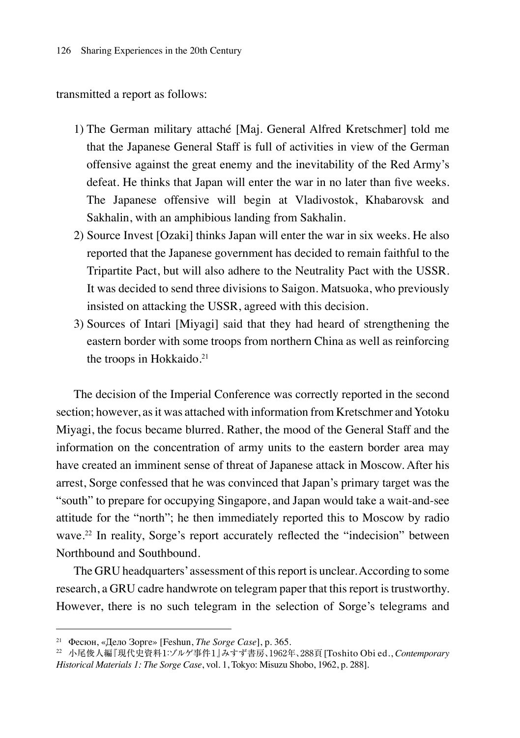transmitted a report as follows:

1) The German military attaché [Maj. General Alfred Kretschmer] told me that the Japanese General Staff is full of activities in view of the German offensive against the great enemy and the inevitability of the Red Army's defeat. He thinks that Japan will enter the war in no later than five weeks. The Japanese offensive will begin at Vladivostok, Khabarovsk and Sakhalin, with an amphibious landing from Sakhalin.
2) Source Invest [Ozaki] thinks Japan will enter the war in six weeks. He also reported that the Japanese government has decided to remain faithful to the Tripartite Pact, but will also adhere to the Neutrality Pact with the USSR. It was decided to send three divisions to Saigon. Matsuoka, who previously insisted on attacking the USSR, agreed with this decision.
3) Sources of Intari [Miyagi] said that they had heard of strengthening the eastern border with some troops from northern China as well as reinforcing the troops in Hokkaido.[21]

The decision of the Imperial Conference was correctly reported in the second section; however, as it was attached with information from Kretschmer and Yotoku Miyagi, the focus became blurred. Rather, the mood of the General Staff and the information on the concentration of army units to the eastern border area may have created an imminent sense of threat of Japanese attack in Moscow. After his arrest, Sorge confessed that he was convinced that Japan's primary target was the "south" to prepare for occupying Singapore, and Japan would take a wait-and-see attitude for the "north"; he then immediately reported this to Moscow by radio wave.[22] In reality, Sorge's report accurately reflected the "indecision" between Northbound and Southbound.

The GRU headquarters' assessment of this report is unclear. According to some research, a GRU cadre handwrote on telegram paper that this report is trustworthy. However, there is no such telegram in the selection of Sorge's telegrams and

---

[21] Фесюн, «Дело Зорге» [Feshun, *The Sorge Case*], p. 365.

[22] 小尾俊人編『現代史資料1:ゾルゲ事件1』みすず書房、1962年、288頁 [Toshito Obi ed., *Contemporary Historical Materials 1: The Sorge Case*, vol. 1, Tokyo: Misuzu Shobo, 1962, p. 288].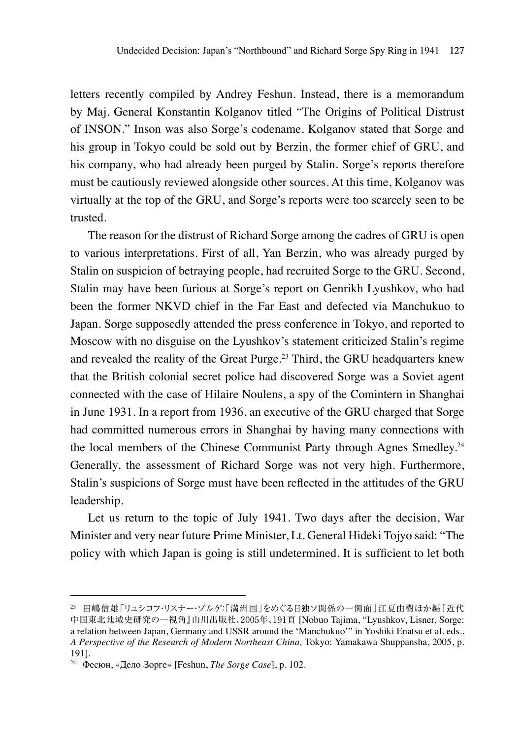letters recently compiled by Andrey Feshun. Instead, there is a memorandum by Maj. General Konstantin Kolganov titled "The Origins of Political Distrust of INSON." Inson was also Sorge's codename. Kolganov stated that Sorge and his group in Tokyo could be sold out by Berzin, the former chief of GRU, and his company, who had already been purged by Stalin. Sorge's reports therefore must be cautiously reviewed alongside other sources. At this time, Kolganov was virtually at the top of the GRU, and Sorge's reports were too scarcely seen to be trusted.

The reason for the distrust of Richard Sorge among the cadres of GRU is open to various interpretations. First of all, Yan Berzin, who was already purged by Stalin on suspicion of betraying people, had recruited Sorge to the GRU. Second, Stalin may have been furious at Sorge's report on Genrikh Lyushkov, who had been the former NKVD chief in the Far East and defected via Manchukuo to Japan. Sorge supposedly attended the press conference in Tokyo, and reported to Moscow with no disguise on the Lyushkov's statement criticized Stalin's regime and revealed the reality of the Great Purge.[23] Third, the GRU headquarters knew that the British colonial secret police had discovered Sorge was a Soviet agent connected with the case of Hilaire Noulens, a spy of the Comintern in Shanghai in June 1931. In a report from 1936, an executive of the GRU charged that Sorge had committed numerous errors in Shanghai by having many connections with the local members of the Chinese Communist Party through Agnes Smedley.[24] Generally, the assessment of Richard Sorge was not very high. Furthermore, Stalin's suspicions of Sorge must have been reflected in the attitudes of the GRU leadership.

Let us return to the topic of July 1941. Two days after the decision, War Minister and very near future Prime Minister, Lt. General Hideki Tojyo said: "The policy with which Japan is going is still undetermined. It is sufficient to let both

---

[23] 田嶋信雄「リュシコフ·リスナー·ゾルゲ:「満洲国」をめぐる日独ソ関係の一側面」江夏由樹ほか編『近代中国東北地域史研究の一視角』山川出版社、2005年、191頁 [Nobuo Tajima, "Lyushkov, Lisner, Sorge: a relation between Japan, Germany and USSR around the 'Manchukuo'" in Yoshiki Enatsu et al. eds., *A Perspective of the Research of Modern Northeast China,* Tokyo: Yamakawa Shuppansha, 2005, p. 191].

[24] Фесюн, «Дело Зорге» [Feshun, *The Sorge Case*], p. 102.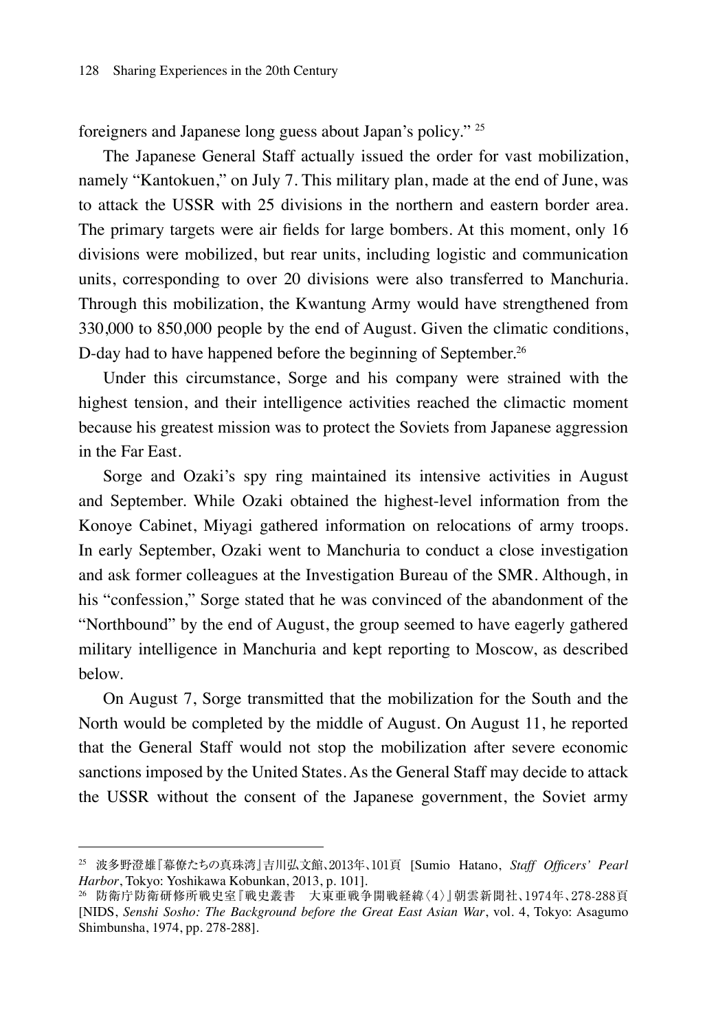foreigners and Japanese long guess about Japan's policy." [25]

The Japanese General Staff actually issued the order for vast mobilization, namely "Kantokuen," on July 7. This military plan, made at the end of June, was to attack the USSR with 25 divisions in the northern and eastern border area. The primary targets were air fields for large bombers. At this moment, only 16 divisions were mobilized, but rear units, including logistic and communication units, corresponding to over 20 divisions were also transferred to Manchuria. Through this mobilization, the Kwantung Army would have strengthened from 330,000 to 850,000 people by the end of August. Given the climatic conditions, D-day had to have happened before the beginning of September.[26]

Under this circumstance, Sorge and his company were strained with the highest tension, and their intelligence activities reached the climactic moment because his greatest mission was to protect the Soviets from Japanese aggression in the Far East.

Sorge and Ozaki's spy ring maintained its intensive activities in August and September. While Ozaki obtained the highest-level information from the Konoye Cabinet, Miyagi gathered information on relocations of army troops. In early September, Ozaki went to Manchuria to conduct a close investigation and ask former colleagues at the Investigation Bureau of the SMR. Although, in his "confession," Sorge stated that he was convinced of the abandonment of the "Northbound" by the end of August, the group seemed to have eagerly gathered military intelligence in Manchuria and kept reporting to Moscow, as described below.

On August 7, Sorge transmitted that the mobilization for the South and the North would be completed by the middle of August. On August 11, he reported that the General Staff would not stop the mobilization after severe economic sanctions imposed by the United States. As the General Staff may decide to attack the USSR without the consent of the Japanese government, the Soviet army

---

[25] 波多野澄雄『幕僚たちの真珠湾』吉川弘文館、2013年、101頁 [Sumio Hatano, *Staff Officers' Pearl Harbor*, Tokyo: Yoshikawa Kobunkan, 2013, p. 101].

[26] 防衛庁防衛研修所戦史室『戦史叢書　大東亜戦争開戦経緯〈4〉』朝雲新聞社、1974年、278-288頁 [NIDS, *Senshi Sosho: The Background before the Great East Asian War*, vol. 4, Tokyo: Asagumo Shimbunsha, 1974, pp. 278-288].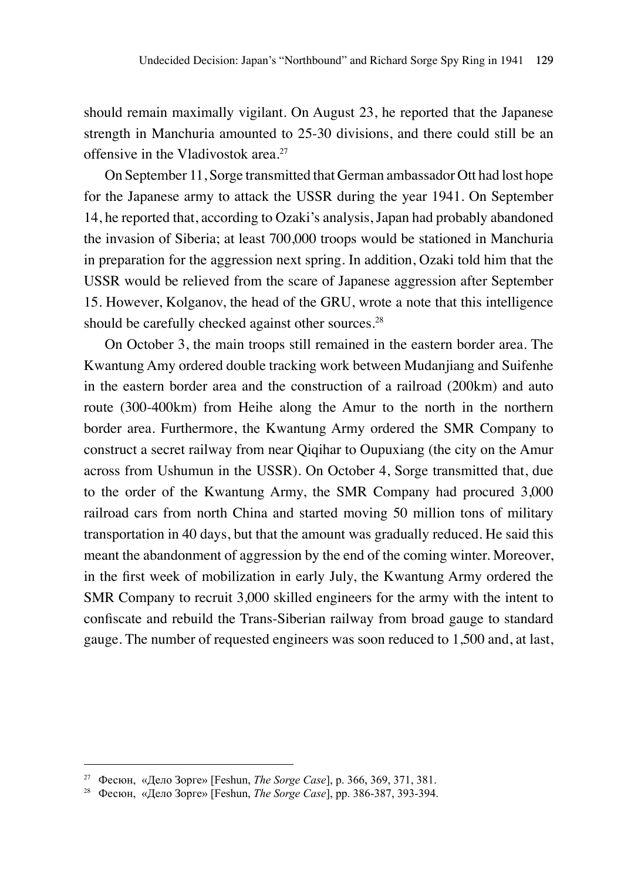should remain maximally vigilant. On August 23, he reported that the Japanese strength in Manchuria amounted to 25-30 divisions, and there could still be an offensive in the Vladivostok area.[27]

On September 11, Sorge transmitted that German ambassador Ott had lost hope for the Japanese army to attack the USSR during the year 1941. On September 14, he reported that, according to Ozaki's analysis, Japan had probably abandoned the invasion of Siberia; at least 700,000 troops would be stationed in Manchuria in preparation for the aggression next spring. In addition, Ozaki told him that the USSR would be relieved from the scare of Japanese aggression after September 15. However, Kolganov, the head of the GRU, wrote a note that this intelligence should be carefully checked against other sources.[28]

On October 3, the main troops still remained in the eastern border area. The Kwantung Amy ordered double tracking work between Mudanjiang and Suifenhe in the eastern border area and the construction of a railroad (200km) and auto route (300-400km) from Heihe along the Amur to the north in the northern border area. Furthermore, the Kwantung Army ordered the SMR Company to construct a secret railway from near Qiqihar to Oupuxiang (the city on the Amur across from Ushumun in the USSR). On October 4, Sorge transmitted that, due to the order of the Kwantung Army, the SMR Company had procured 3,000 railroad cars from north China and started moving 50 million tons of military transportation in 40 days, but that the amount was gradually reduced. He said this meant the abandonment of aggression by the end of the coming winter. Moreover, in the first week of mobilization in early July, the Kwantung Army ordered the SMR Company to recruit 3,000 skilled engineers for the army with the intent to confiscate and rebuild the Trans-Siberian railway from broad gauge to standard gauge. The number of requested engineers was soon reduced to 1,500 and, at last,

---

[27] Фесюн, «Дело Зорге» [Feshun, *The Sorge Case*], p. 366, 369, 371, 381.

[28] Фесюн, «Дело Зорге» [Feshun, *The Sorge Case*], pp. 386-387, 393-394.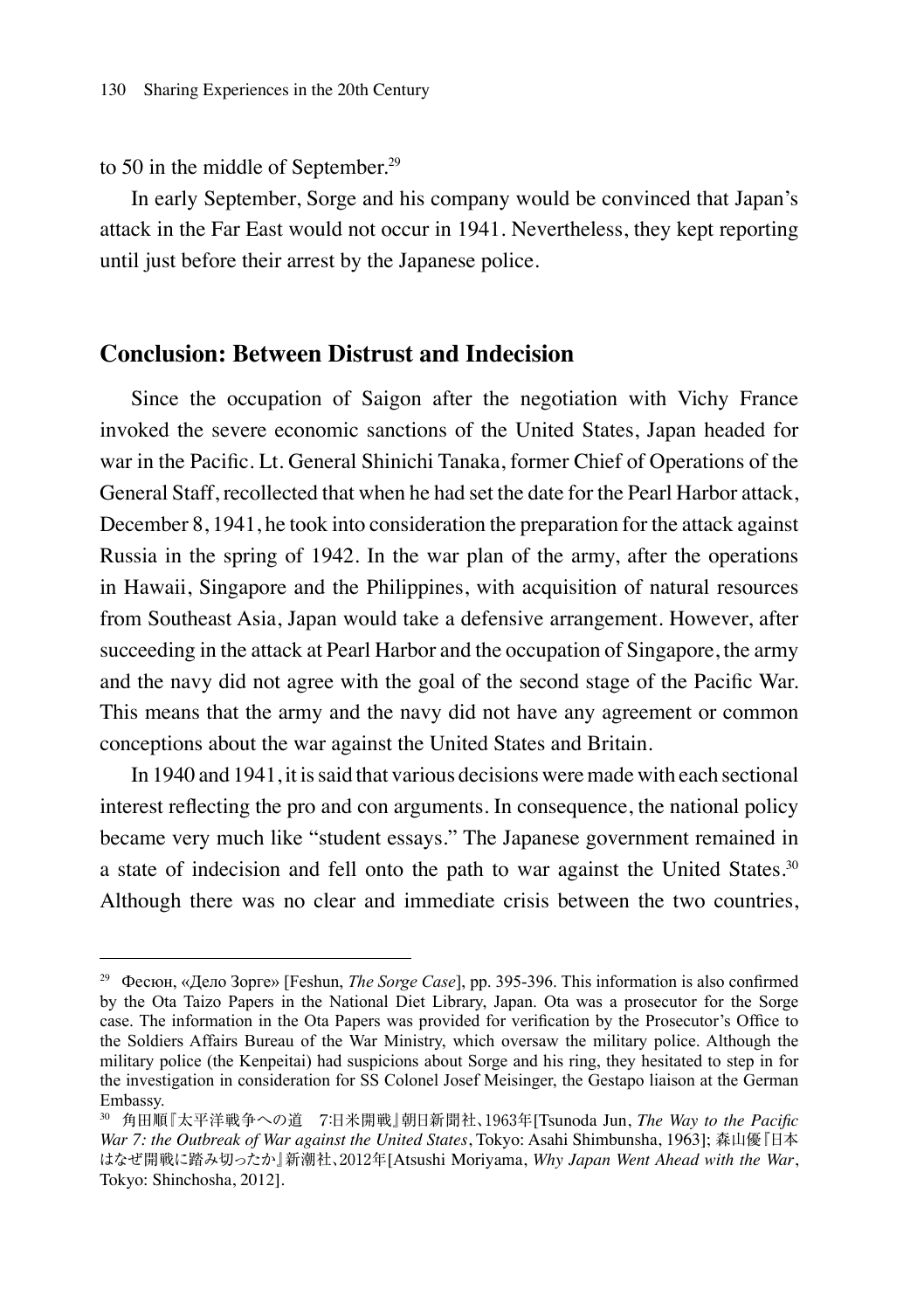to 50 in the middle of September.[29]

In early September, Sorge and his company would be convinced that Japan's attack in the Far East would not occur in 1941. Nevertheless, they kept reporting until just before their arrest by the Japanese police.

## Conclusion: Between Distrust and Indecision

Since the occupation of Saigon after the negotiation with Vichy France invoked the severe economic sanctions of the United States, Japan headed for war in the Pacific. Lt. General Shinichi Tanaka, former Chief of Operations of the General Staff, recollected that when he had set the date for the Pearl Harbor attack, December 8, 1941, he took into consideration the preparation for the attack against Russia in the spring of 1942. In the war plan of the army, after the operations in Hawaii, Singapore and the Philippines, with acquisition of natural resources from Southeast Asia, Japan would take a defensive arrangement. However, after succeeding in the attack at Pearl Harbor and the occupation of Singapore, the army and the navy did not agree with the goal of the second stage of the Pacific War. This means that the army and the navy did not have any agreement or common conceptions about the war against the United States and Britain.

In 1940 and 1941, it is said that various decisions were made with each sectional interest reflecting the pro and con arguments. In consequence, the national policy became very much like "student essays." The Japanese government remained in a state of indecision and fell onto the path to war against the United States.[30] Although there was no clear and immediate crisis between the two countries,

---

[29] Фесюн, «Дело Зорге» [Feshun, *The Sorge Case*], pp. 395-396. This information is also confirmed by the Ota Taizo Papers in the National Diet Library, Japan. Ota was a prosecutor for the Sorge case. The information in the Ota Papers was provided for verification by the Prosecutor's Office to the Soldiers Affairs Bureau of the War Ministry, which oversaw the military police. Although the military police (the Kenpeitai) had suspicions about Sorge and his ring, they hesitated to step in for the investigation in consideration for SS Colonel Josef Meisinger, the Gestapo liaison at the German Embassy.

[30] 角田順『太平洋戦争への道　7:日米開戦』朝日新聞社、1963年[Tsunoda Jun, *The Way to the Pacific War 7: the Outbreak of War against the United States*, Tokyo: Asahi Shimbunsha, 1963]; 森山優『日本はなぜ開戦に踏み切ったか』新潮社、2012年[Atsushi Moriyama, *Why Japan Went Ahead with the War*, Tokyo: Shinchosha, 2012].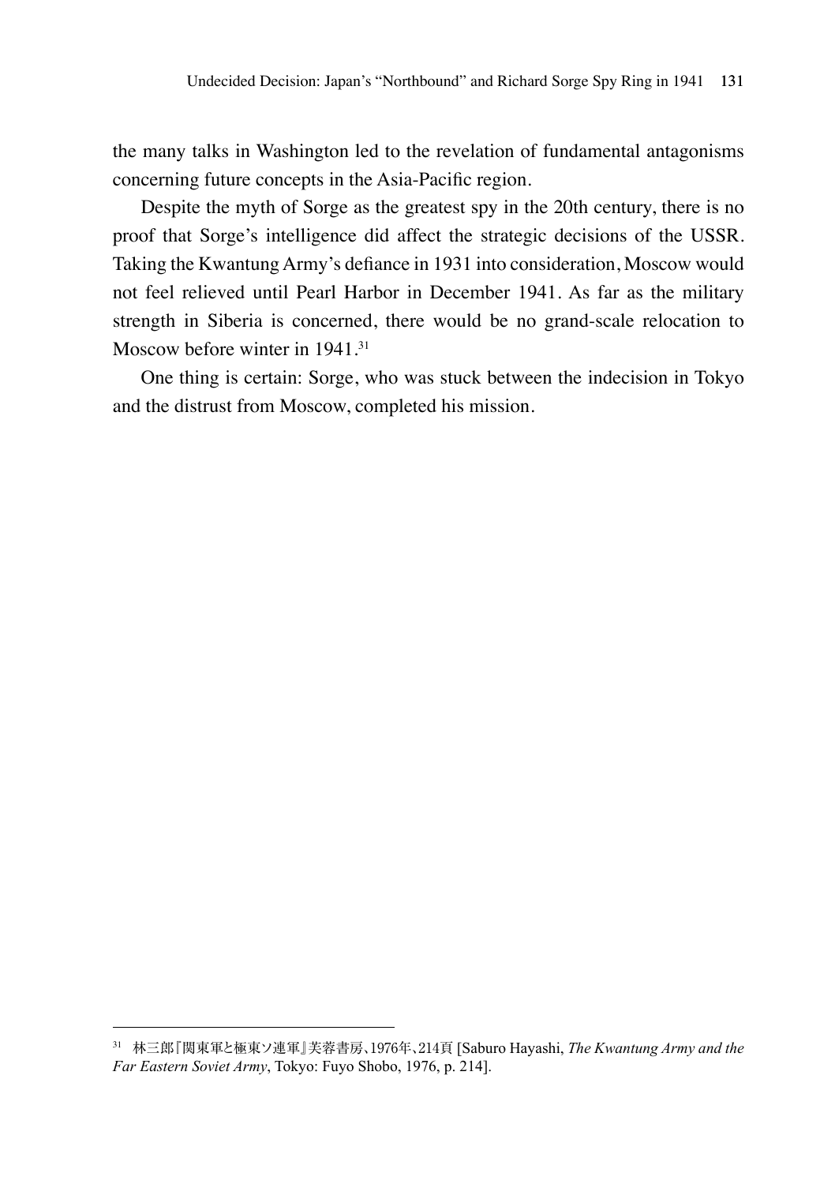the many talks in Washington led to the revelation of fundamental antagonisms concerning future concepts in the Asia-Pacific region.

Despite the myth of Sorge as the greatest spy in the 20th century, there is no proof that Sorge's intelligence did affect the strategic decisions of the USSR. Taking the Kwantung Army's defiance in 1931 into consideration, Moscow would not feel relieved until Pearl Harbor in December 1941. As far as the military strength in Siberia is concerned, there would be no grand-scale relocation to Moscow before winter in 1941.[31]

One thing is certain: Sorge, who was stuck between the indecision in Tokyo and the distrust from Moscow, completed his mission.

---

[31] 林三郎『関東軍と極東ソ連軍』芙蓉書房、1976年、214頁 [Saburo Hayashi, *The Kwantung Army and the Far Eastern Soviet Army*, Tokyo: Fuyo Shobo, 1976, p. 214].